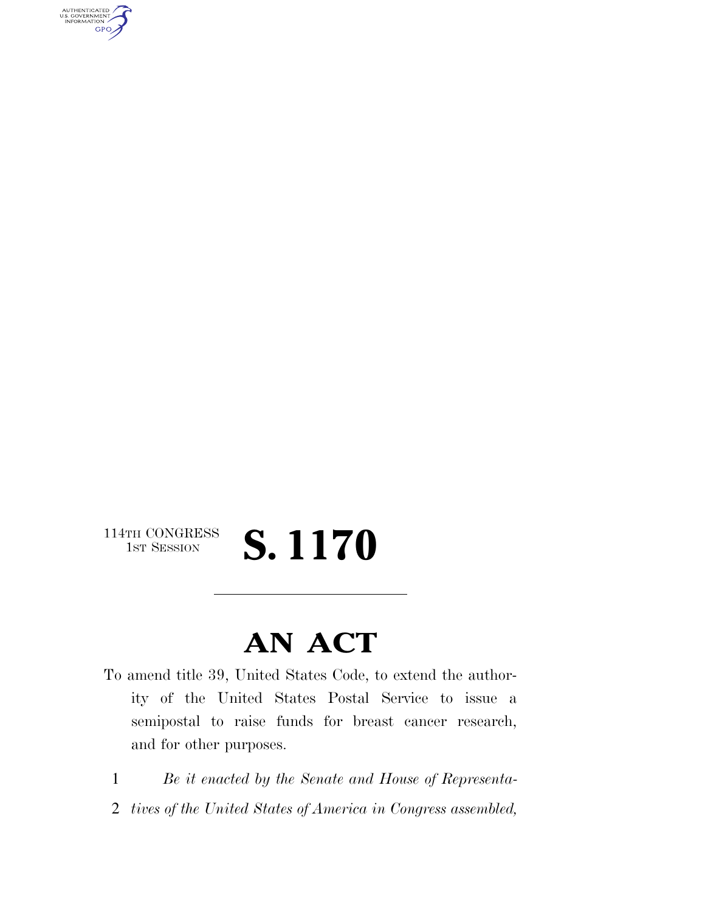114TH CONGRESS
1ST SESSION

# S. 1170

---

# AN ACT

To amend title 39, United States Code, to extend the authority of the United States Postal Service to issue a semipostal to raise funds for breast cancer research, and for other purposes.

1 *Be it enacted by the Senate and House of Representa-*
2 *tives of the United States of America in Congress assembled,*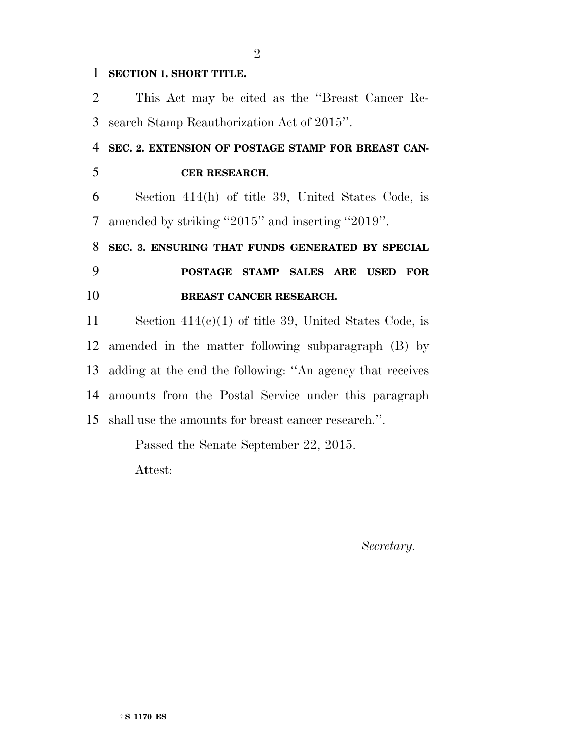## SECTION 1. SHORT TITLE.

This Act may be cited as the ''Breast Cancer Research Stamp Reauthorization Act of 2015''.

## SEC. 2. EXTENSION OF POSTAGE STAMP FOR BREAST CANCER RESEARCH.

Section 414(h) of title 39, United States Code, is amended by striking ''2015'' and inserting ''2019''.

## SEC. 3. ENSURING THAT FUNDS GENERATED BY SPECIAL POSTAGE STAMP SALES ARE USED FOR BREAST CANCER RESEARCH.

Section 414(c)(1) of title 39, United States Code, is amended in the matter following subparagraph (B) by adding at the end the following: ''An agency that receives amounts from the Postal Service under this paragraph shall use the amounts for breast cancer research.''.

Passed the Senate September 22, 2015.

Attest:

*Secretary.*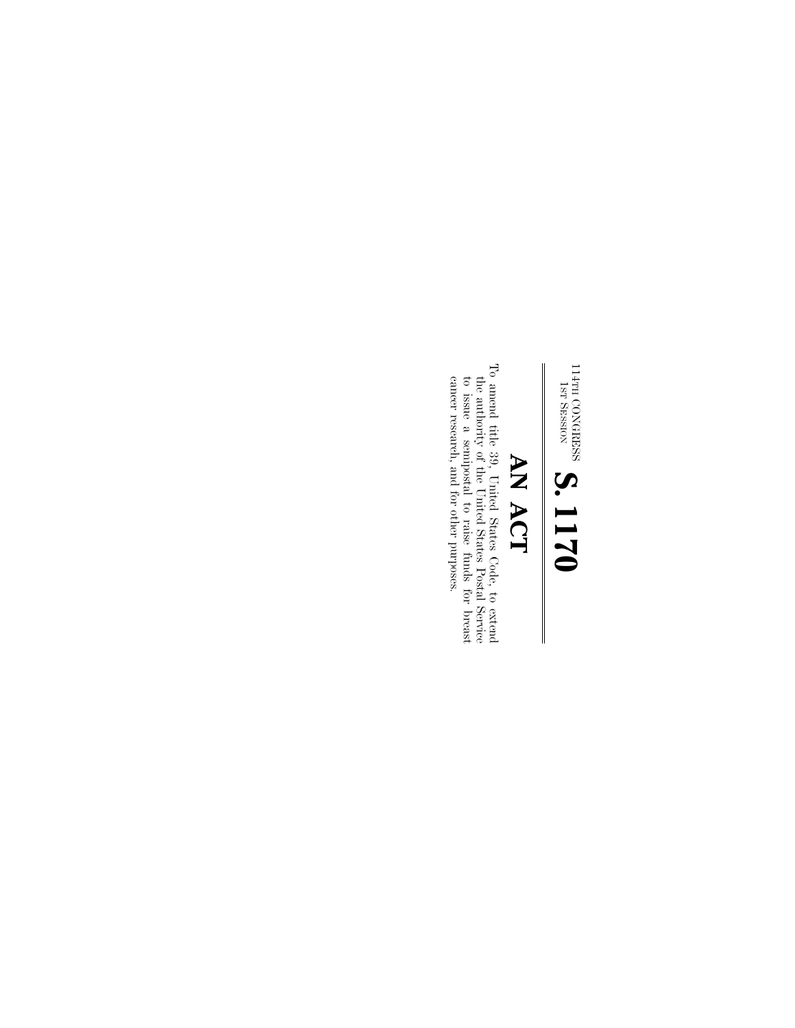114TH CONGRESS
1ST SESSION

# S. 1170

# AN ACT

To amend title 39, United States Code, to extend the authority of the United States Postal Service to issue a semipostal to raise funds for breast cancer research, and for other purposes.